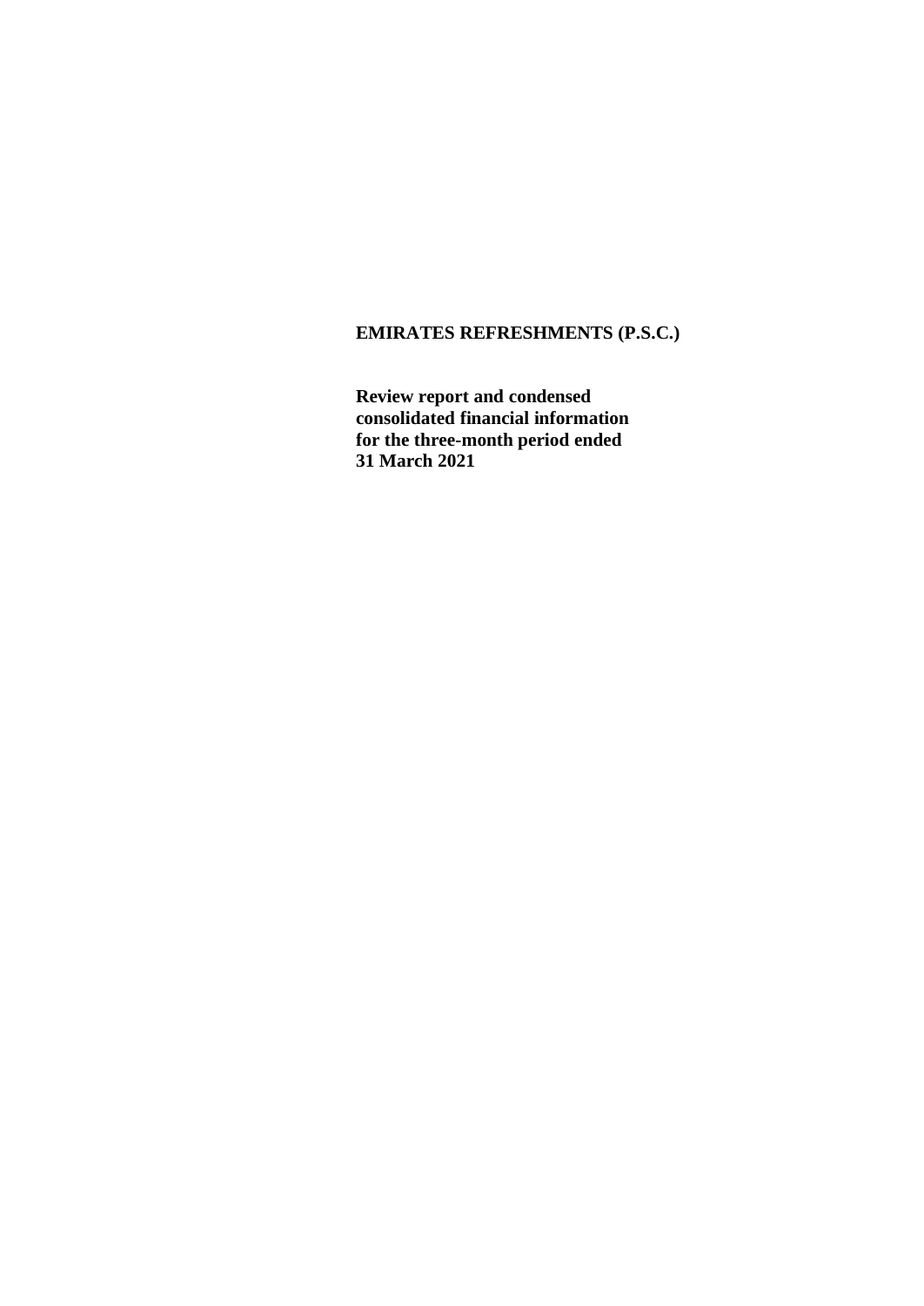**EMIRATES REFRESHMENTS (P.S.C.)**

**Review report and condensed consolidated financial information for the three-month period ended 31 March 2021**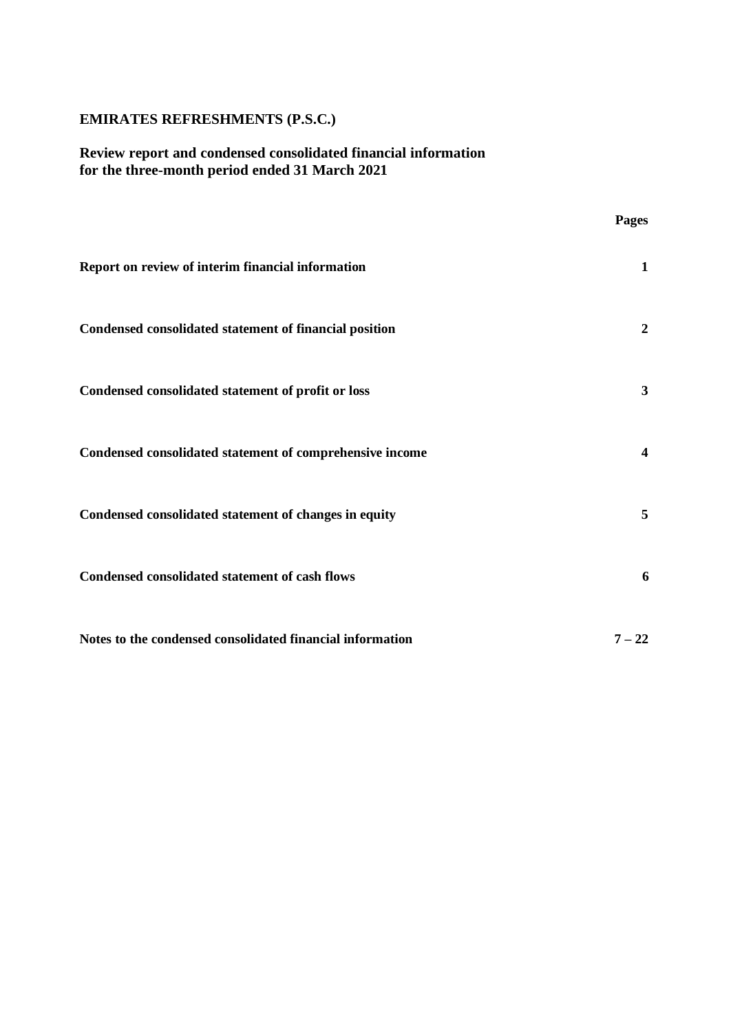**EMIRATES REFRESHMENTS (P.S.C.)**

**Review report and condensed consolidated financial information for the three-month period ended 31 March 2021**

| | **Pages** |
|---|---|
| **Report on review of interim financial information** | **1** |
| **Condensed consolidated statement of financial position** | **2** |
| **Condensed consolidated statement of profit or loss** | **3** |
| **Condensed consolidated statement of comprehensive income** | **4** |
| **Condensed consolidated statement of changes in equity** | **5** |
| **Condensed consolidated statement of cash flows** | **6** |
| **Notes to the condensed consolidated financial information** | **7 – 22** |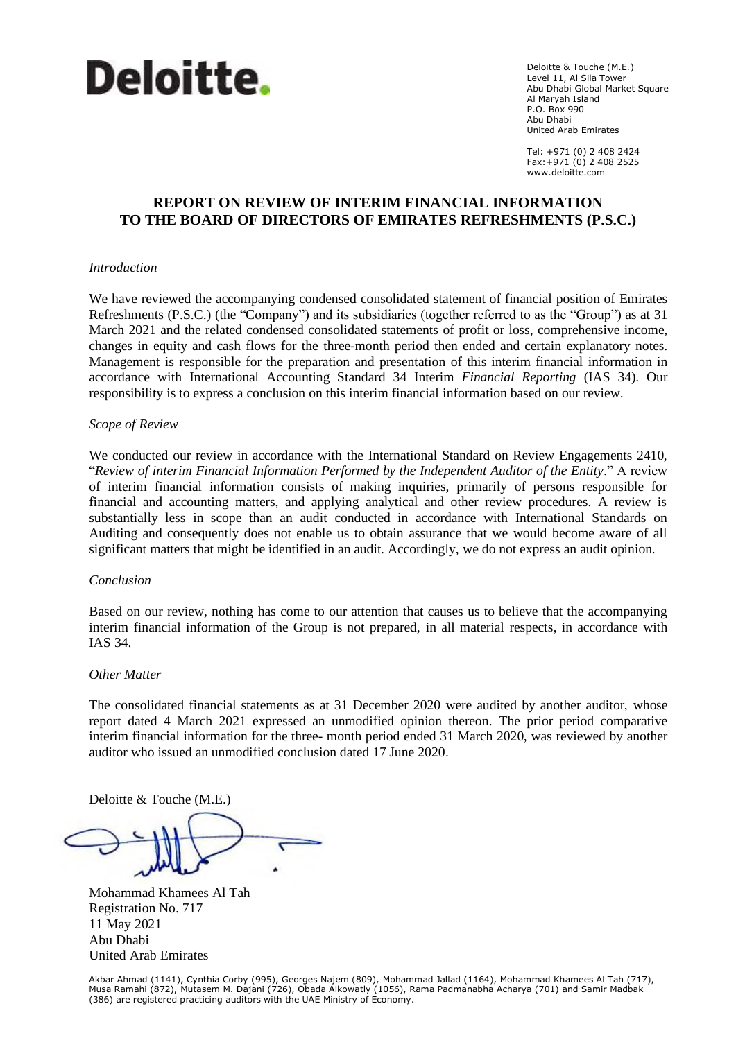Deloitte.

Deloitte & Touche (M.E.)
Level 11, Al Sila Tower
Abu Dhabi Global Market Square
Al Maryah Island
P.O. Box 990
Abu Dhabi
United Arab Emirates

Tel: +971 (0) 2 408 2424
Fax:+971 (0) 2 408 2525
www.deloitte.com

# REPORT ON REVIEW OF INTERIM FINANCIAL INFORMATION TO THE BOARD OF DIRECTORS OF EMIRATES REFRESHMENTS (P.S.C.)

*Introduction*

We have reviewed the accompanying condensed consolidated statement of financial position of Emirates Refreshments (P.S.C.) (the "Company") and its subsidiaries (together referred to as the "Group") as at 31 March 2021 and the related condensed consolidated statements of profit or loss, comprehensive income, changes in equity and cash flows for the three-month period then ended and certain explanatory notes. Management is responsible for the preparation and presentation of this interim financial information in accordance with International Accounting Standard 34 Interim *Financial Reporting* (IAS 34). Our responsibility is to express a conclusion on this interim financial information based on our review.

*Scope of Review*

We conducted our review in accordance with the International Standard on Review Engagements 2410, "*Review of interim Financial Information Performed by the Independent Auditor of the Entity*." A review of interim financial information consists of making inquiries, primarily of persons responsible for financial and accounting matters, and applying analytical and other review procedures. A review is substantially less in scope than an audit conducted in accordance with International Standards on Auditing and consequently does not enable us to obtain assurance that we would become aware of all significant matters that might be identified in an audit. Accordingly, we do not express an audit opinion.

*Conclusion*

Based on our review, nothing has come to our attention that causes us to believe that the accompanying interim financial information of the Group is not prepared, in all material respects, in accordance with IAS 34.

*Other Matter*

The consolidated financial statements as at 31 December 2020 were audited by another auditor, whose report dated 4 March 2021 expressed an unmodified opinion thereon. The prior period comparative interim financial information for the three- month period ended 31 March 2020, was reviewed by another auditor who issued an unmodified conclusion dated 17 June 2020.

Deloitte & Touche (M.E.)

Mohammad Khamees Al Tah
Registration No. 717
11 May 2021
Abu Dhabi
United Arab Emirates

Akbar Ahmad (1141), Cynthia Corby (995), Georges Najem (809), Mohammad Jallad (1164), Mohammad Khamees Al Tah (717), Musa Ramahi (872), Mutasem M. Dajani (726), Obada Alkowatly (1056), Rama Padmanabha Acharya (701) and Samir Madbak (386) are registered practicing auditors with the UAE Ministry of Economy.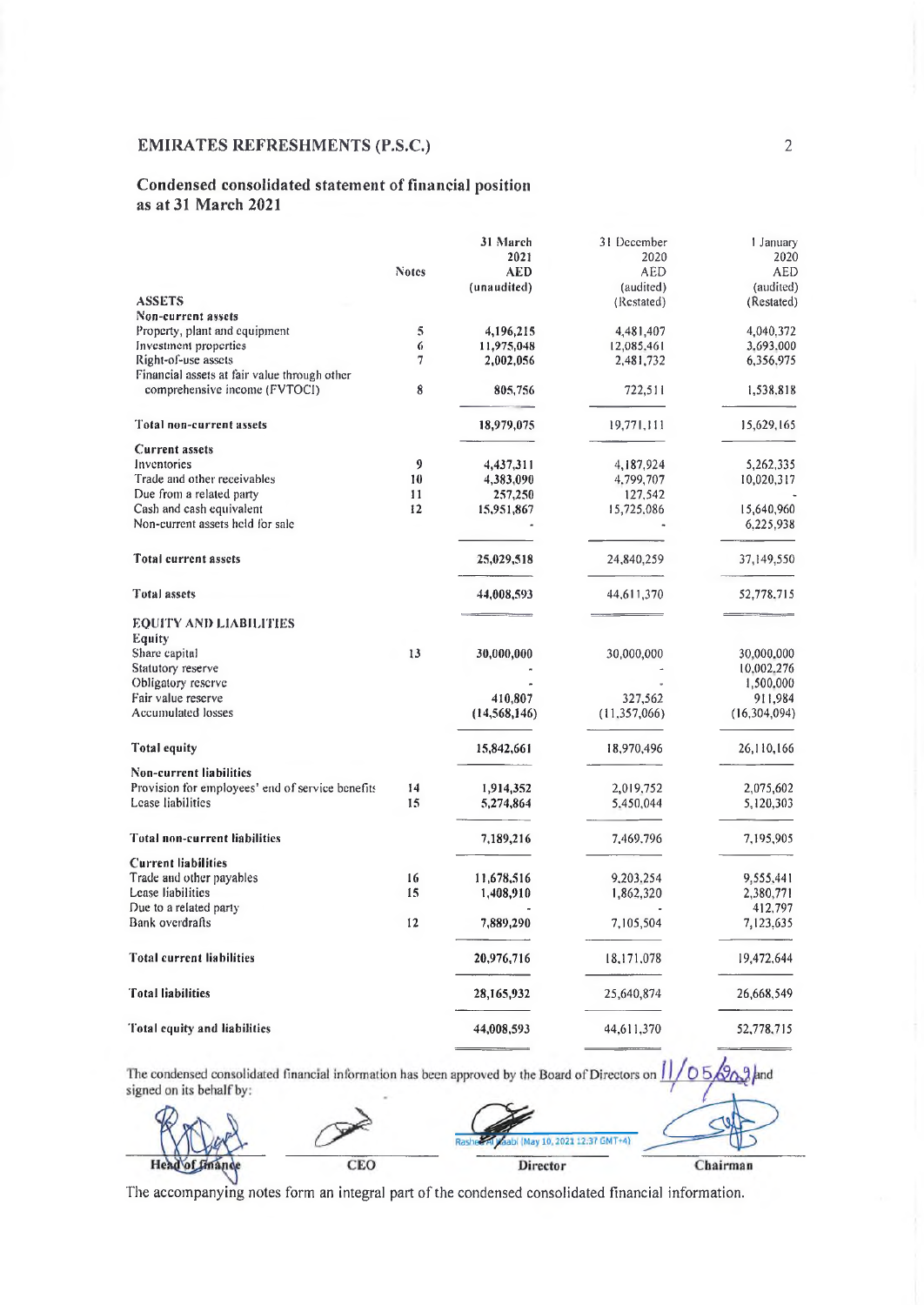## EMIRATES REFRESHMENTS (P.S.C.)

### Condensed consolidated statement of financial position as at 31 March 2021

| | Notes | 31 March 2021 AED (unaudited) | 31 December 2020 AED (audited) (Restated) | 1 January 2020 AED (audited) (Restated) |
|---|---|---|---|---|
| **ASSETS** | | | | |
| **Non-current assets** | | | | |
| Property, plant and equipment | 5 | 4,196,215 | 4,481,407 | 4,040,372 |
| Investment properties | 6 | 11,975,048 | 12,085,461 | 3,693,000 |
| Right-of-use assets | 7 | 2,002,056 | 2,481,732 | 6,356,975 |
| Financial assets at fair value through other comprehensive income (FVTOCI) | 8 | 805,756 | 722,511 | 1,538,818 |
| **Total non-current assets** | | 18,979,075 | 19,771,111 | 15,629,165 |
| **Current assets** | | | | |
| Inventories | 9 | 4,437,311 | 4,187,924 | 5,262,335 |
| Trade and other receivables | 10 | 4,383,090 | 4,799,707 | 10,020,317 |
| Due from a related party | 11 | 257,250 | 127,542 | - |
| Cash and cash equivalent | 12 | 15,951,867 | 15,725,086 | 15,640,960 |
| Non-current assets held for sale | | - | - | 6,225,938 |
| **Total current assets** | | 25,029,518 | 24,840,259 | 37,149,550 |
| **Total assets** | | 44,008,593 | 44,611,370 | 52,778,715 |
| **EQUITY AND LIABILITIES** | | | | |
| **Equity** | | | | |
| Share capital | 13 | 30,000,000 | 30,000,000 | 30,000,000 |
| Statutory reserve | | - | - | 10,002,276 |
| Obligatory reserve | | - | - | 1,500,000 |
| Fair value reserve | | 410,807 | 327,562 | 911,984 |
| Accumulated losses | | (14,568,146) | (11,357,066) | (16,304,094) |
| **Total equity** | | 15,842,661 | 18,970,496 | 26,110,166 |
| **Non-current liabilities** | | | | |
| Provision for employees' end of service benefits | 14 | 1,914,352 | 2,019,752 | 2,075,602 |
| Lease liabilities | 15 | 5,274,864 | 5,450,044 | 5,120,303 |
| **Total non-current liabilities** | | 7,189,216 | 7,469,796 | 7,195,905 |
| **Current liabilities** | | | | |
| Trade and other payables | 16 | 11,678,516 | 9,203,254 | 9,555,441 |
| Lease liabilities | 15 | 1,408,910 | 1,862,320 | 2,380,771 |
| Due to a related party | | - | - | 412,797 |
| Bank overdrafts | 12 | 7,889,290 | 7,105,504 | 7,123,635 |
| **Total current liabilities** | | 20,976,716 | 18,171,078 | 19,472,644 |
| **Total liabilities** | | 28,165,932 | 25,640,874 | 26,668,549 |
| **Total equity and liabilities** | | 44,008,593 | 44,611,370 | 52,778,715 |

The condensed consolidated financial information has been approved by the Board of Directors on 11/05/2021 and signed on its behalf by:

Rashed Al Kaabi (May 10, 2021 12:37 GMT+4)

| Head of finance | CEO | Director | Chairman |
|---|---|---|---|

The accompanying notes form an integral part of the condensed consolidated financial information.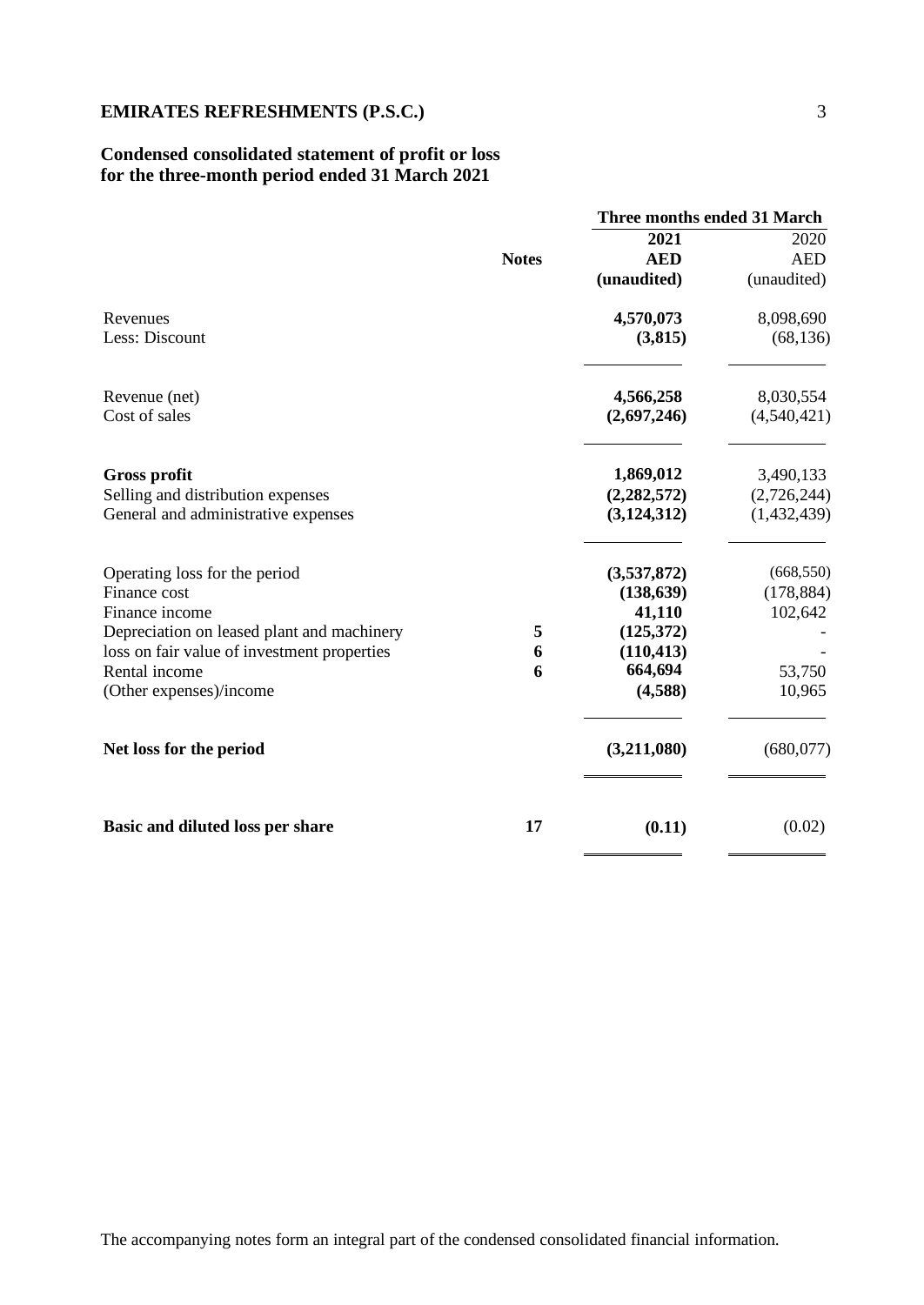**EMIRATES REFRESHMENTS (P.S.C.)**

**Condensed consolidated statement of profit or loss for the three-month period ended 31 March 2021**

| | Notes | Three months ended 31 March | |
|---|---|---|---|
| | | **2021** | 2020 |
| | | **AED** | AED |
| | | **(unaudited)** | (unaudited) |
| Revenues | | **4,570,073** | 8,098,690 |
| Less: Discount | | **(3,815)** | (68,136) |
| Revenue (net) | | **4,566,258** | 8,030,554 |
| Cost of sales | | **(2,697,246)** | (4,540,421) |
| **Gross profit** | | **1,869,012** | 3,490,133 |
| Selling and distribution expenses | | **(2,282,572)** | (2,726,244) |
| General and administrative expenses | | **(3,124,312)** | (1,432,439) |
| Operating loss for the period | | **(3,537,872)** | (668,550) |
| Finance cost | | **(138,639)** | (178,884) |
| Finance income | | **41,110** | 102,642 |
| Depreciation on leased plant and machinery | **5** | **(125,372)** | - |
| loss on fair value of investment properties | **6** | **(110,413)** | - |
| Rental income | **6** | **664,694** | 53,750 |
| (Other expenses)/income | | **(4,588)** | 10,965 |
| **Net loss for the period** | | **(3,211,080)** | (680,077) |
| **Basic and diluted loss per share** | **17** | **(0.11)** | (0.02) |

The accompanying notes form an integral part of the condensed consolidated financial information.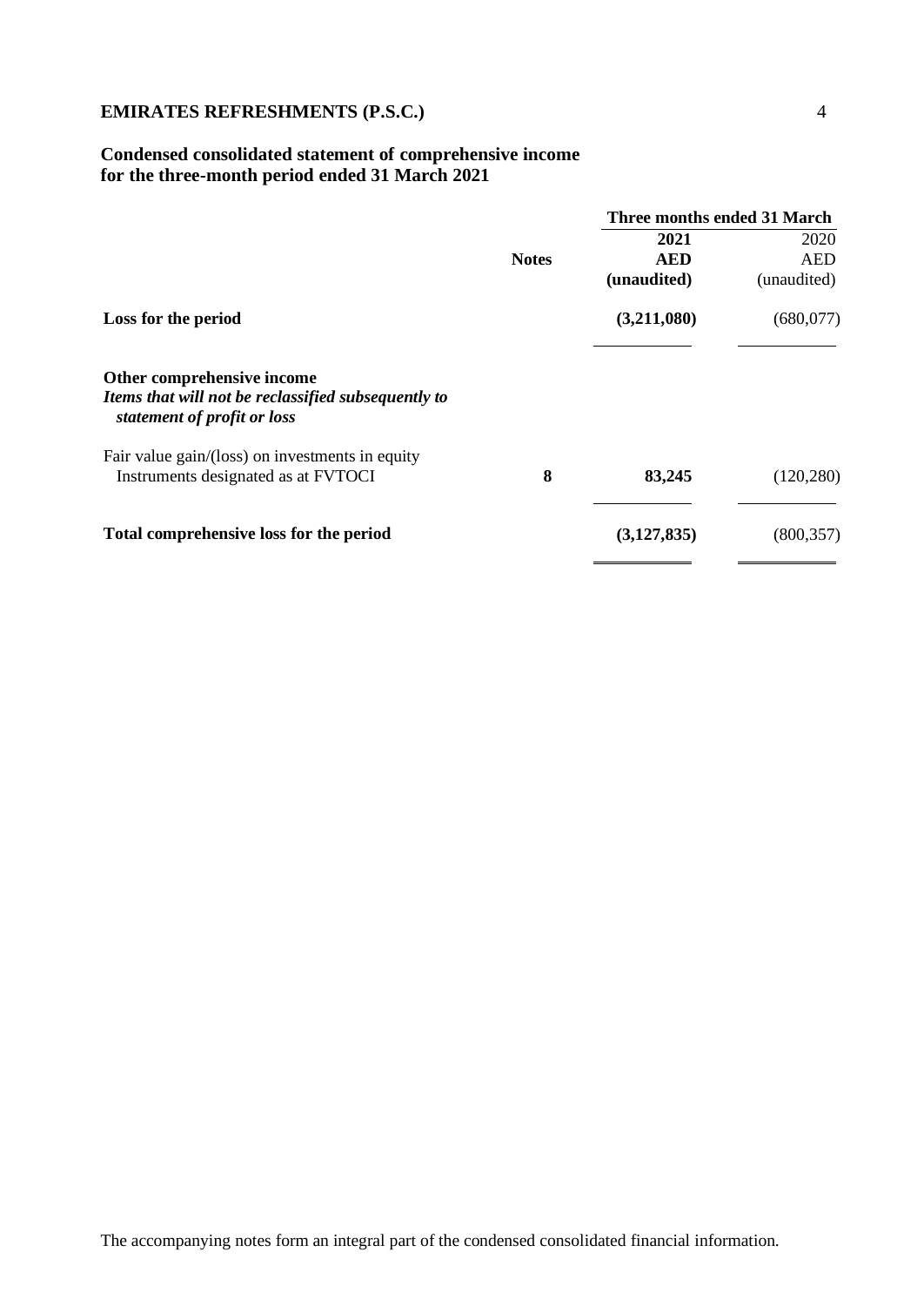**EMIRATES REFRESHMENTS (P.S.C.)**

## Condensed consolidated statement of comprehensive income for the three-month period ended 31 March 2021

| | Notes | Three months ended 31 March 2021 AED (unaudited) | 2020 AED (unaudited) |
|---|---|---|---|
| **Loss for the period** | | **(3,211,080)** | (680,077) |
| **Other comprehensive income** | | | |
| ***Items that will not be reclassified subsequently to statement of profit or loss*** | | | |
| Fair value gain/(loss) on investments in equity Instruments designated as at FVTOCI | **8** | **83,245** | (120,280) |
| **Total comprehensive loss for the period** | | **(3,127,835)** | (800,357) |

The accompanying notes form an integral part of the condensed consolidated financial information.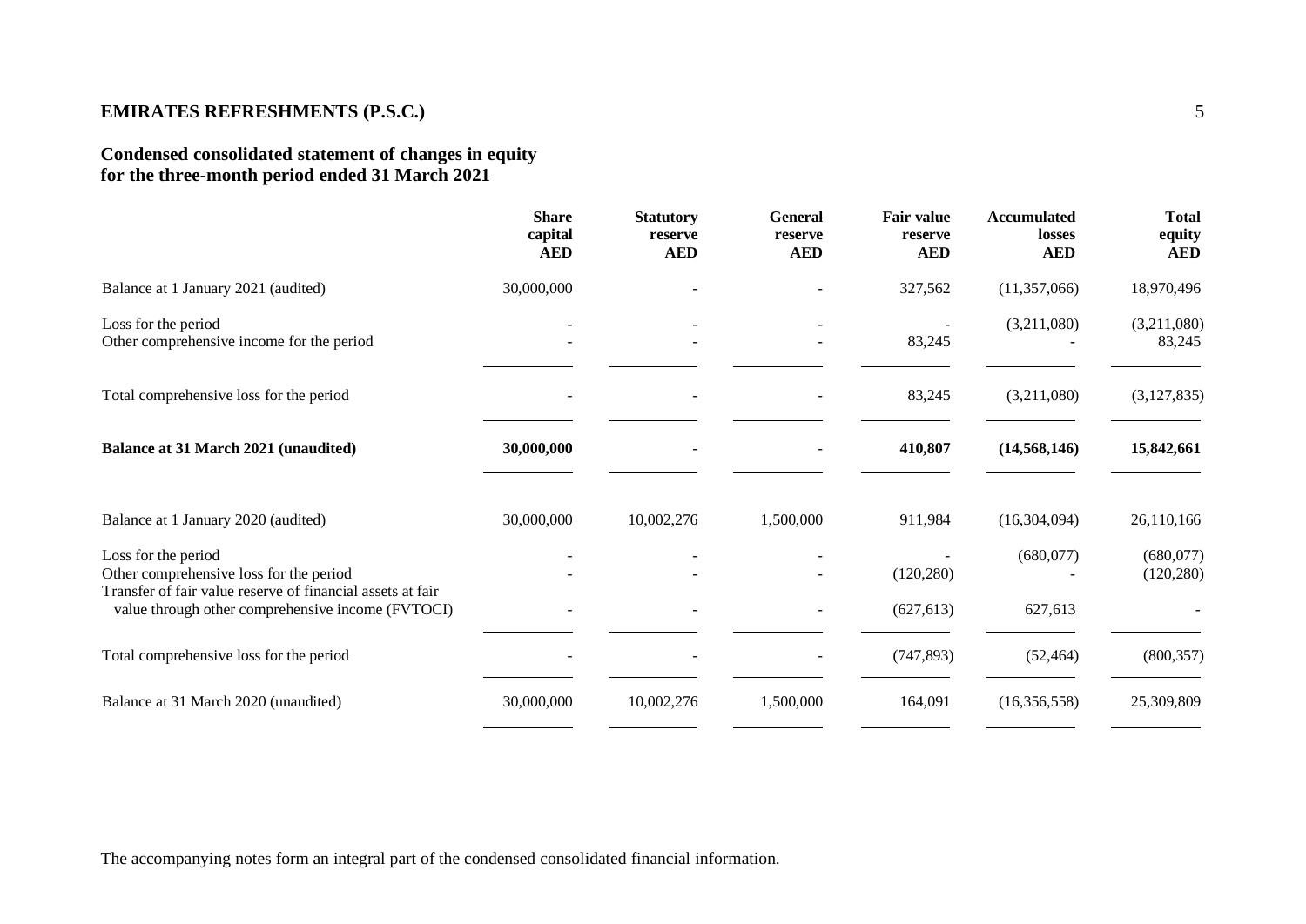# EMIRATES REFRESHMENTS (P.S.C.)

## Condensed consolidated statement of changes in equity for the three-month period ended 31 March 2021

| | Share capital AED | Statutory reserve AED | General reserve AED | Fair value reserve AED | Accumulated losses AED | Total equity AED |
|---|---|---|---|---|---|---|
| Balance at 1 January 2021 (audited) | 30,000,000 | - | - | 327,562 | (11,357,066) | 18,970,496 |
| Loss for the period | - | - | - | - | (3,211,080) | (3,211,080) |
| Other comprehensive income for the period | - | - | - | 83,245 | - | 83,245 |
| Total comprehensive loss for the period | - | - | - | 83,245 | (3,211,080) | (3,127,835) |
| **Balance at 31 March 2021 (unaudited)** | **30,000,000** | - | - | **410,807** | **(14,568,146)** | **15,842,661** |
| Balance at 1 January 2020 (audited) | 30,000,000 | 10,002,276 | 1,500,000 | 911,984 | (16,304,094) | 26,110,166 |
| Loss for the period | - | - | - | - | (680,077) | (680,077) |
| Other comprehensive loss for the period | - | - | - | (120,280) | - | (120,280) |
| Transfer of fair value reserve of financial assets at fair value through other comprehensive income (FVTOCI) | - | - | - | (627,613) | 627,613 | - |
| Total comprehensive loss for the period | - | - | - | (747,893) | (52,464) | (800,357) |
| Balance at 31 March 2020 (unaudited) | 30,000,000 | 10,002,276 | 1,500,000 | 164,091 | (16,356,558) | 25,309,809 |

The accompanying notes form an integral part of the condensed consolidated financial information.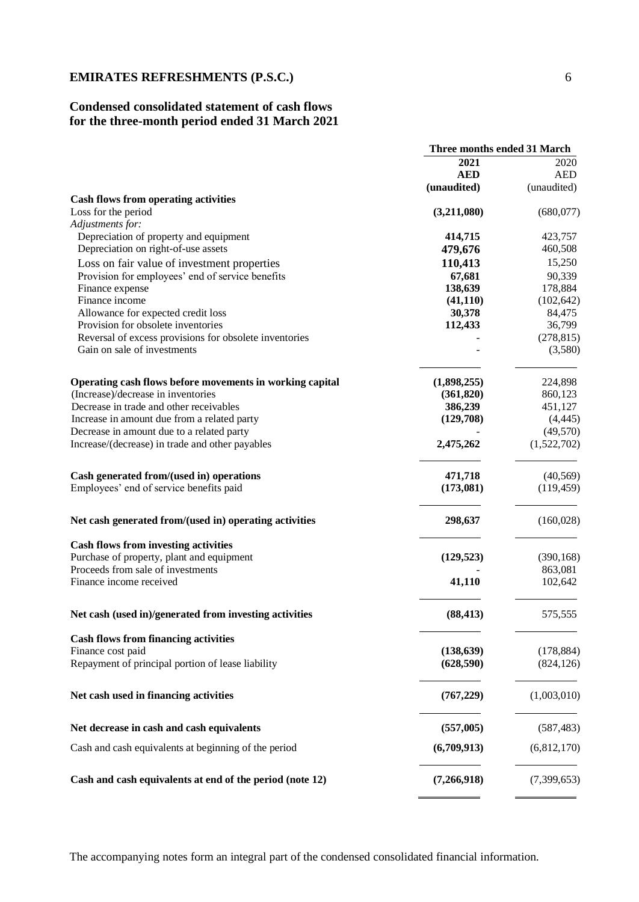# EMIRATES REFRESHMENTS (P.S.C.)

## Condensed consolidated statement of cash flows for the three-month period ended 31 March 2021

| | Three months ended 31 March | |
|---|---|---|
| | **2021** | 2020 |
| | **AED** | AED |
| | **(unaudited)** | (unaudited) |
| **Cash flows from operating activities** | | |
| Loss for the period | **(3,211,080)** | (680,077) |
| *Adjustments for:* | | |
| Depreciation of property and equipment | **414,715** | 423,757 |
| Depreciation on right-of-use assets | **479,676** | 460,508 |
| Loss on fair value of investment properties | **110,413** | 15,250 |
| Provision for employees' end of service benefits | **67,681** | 90,339 |
| Finance expense | **138,639** | 178,884 |
| Finance income | **(41,110)** | (102,642) |
| Allowance for expected credit loss | **30,378** | 84,475 |
| Provision for obsolete inventories | **112,433** | 36,799 |
| Reversal of excess provisions for obsolete inventories | - | (278,815) |
| Gain on sale of investments | - | (3,580) |
| **Operating cash flows before movements in working capital** | **(1,898,255)** | 224,898 |
| (Increase)/decrease in inventories | **(361,820)** | 860,123 |
| Decrease in trade and other receivables | **386,239** | 451,127 |
| Increase in amount due from a related party | **(129,708)** | (4,445) |
| Decrease in amount due to a related party | - | (49,570) |
| Increase/(decrease) in trade and other payables | **2,475,262** | (1,522,702) |
| **Cash generated from/(used in) operations** | **471,718** | (40,569) |
| Employees' end of service benefits paid | **(173,081)** | (119,459) |
| **Net cash generated from/(used in) operating activities** | **298,637** | (160,028) |
| **Cash flows from investing activities** | | |
| Purchase of property, plant and equipment | **(129,523)** | (390,168) |
| Proceeds from sale of investments | - | 863,081 |
| Finance income received | **41,110** | 102,642 |
| **Net cash (used in)/generated from investing activities** | **(88,413)** | 575,555 |
| **Cash flows from financing activities** | | |
| Finance cost paid | **(138,639)** | (178,884) |
| Repayment of principal portion of lease liability | **(628,590)** | (824,126) |
| **Net cash used in financing activities** | **(767,229)** | (1,003,010) |
| **Net decrease in cash and cash equivalents** | **(557,005)** | (587,483) |
| Cash and cash equivalents at beginning of the period | **(6,709,913)** | (6,812,170) |
| **Cash and cash equivalents at end of the period (note 12)** | **(7,266,918)** | (7,399,653) |

The accompanying notes form an integral part of the condensed consolidated financial information.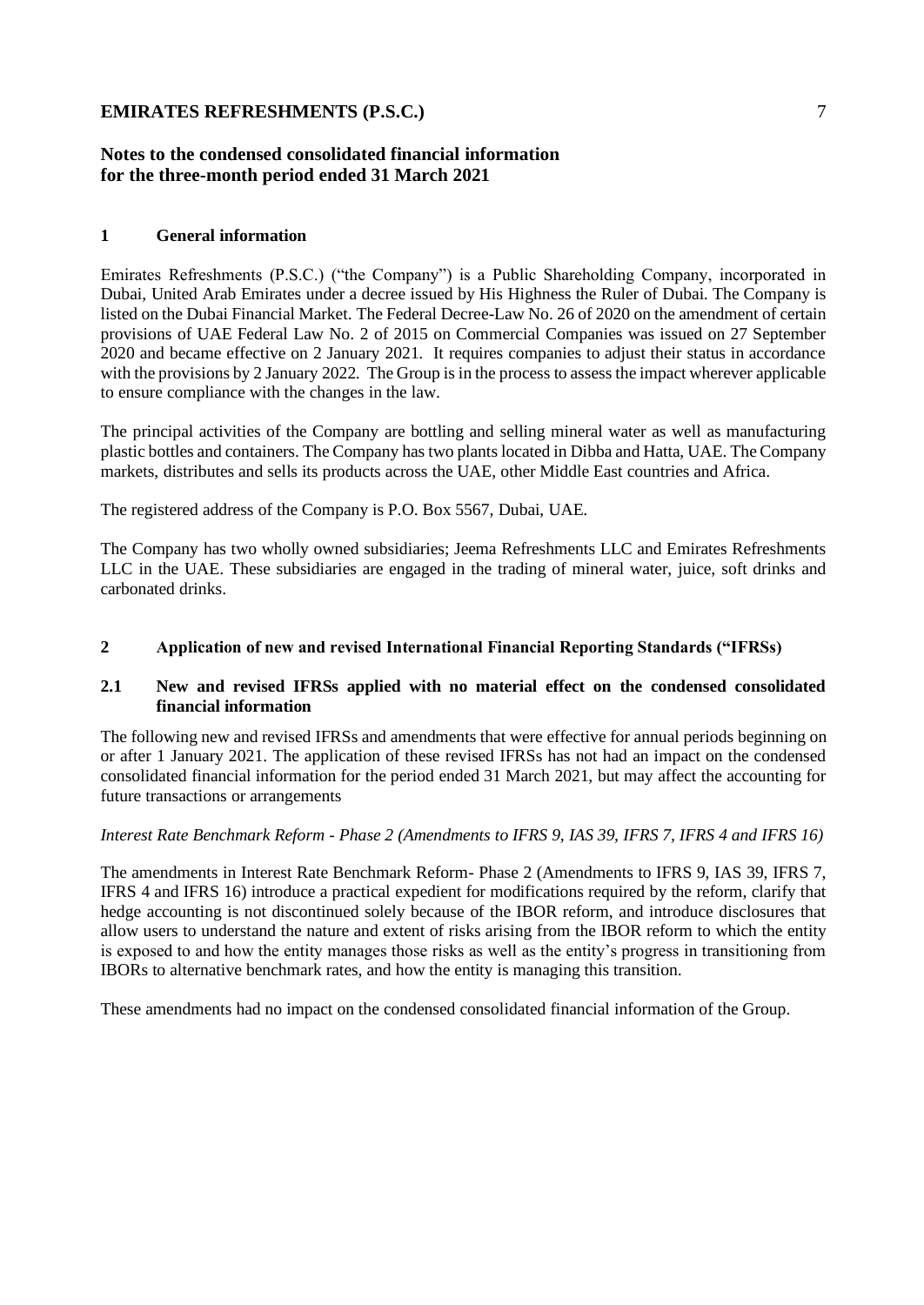## Notes to the condensed consolidated financial information for the three-month period ended 31 March 2021

### 1 General information

Emirates Refreshments (P.S.C.) ("the Company") is a Public Shareholding Company, incorporated in Dubai, United Arab Emirates under a decree issued by His Highness the Ruler of Dubai. The Company is listed on the Dubai Financial Market. The Federal Decree-Law No. 26 of 2020 on the amendment of certain provisions of UAE Federal Law No. 2 of 2015 on Commercial Companies was issued on 27 September 2020 and became effective on 2 January 2021. It requires companies to adjust their status in accordance with the provisions by 2 January 2022. The Group is in the process to assess the impact wherever applicable to ensure compliance with the changes in the law.

The principal activities of the Company are bottling and selling mineral water as well as manufacturing plastic bottles and containers. The Company has two plants located in Dibba and Hatta, UAE. The Company markets, distributes and sells its products across the UAE, other Middle East countries and Africa.

The registered address of the Company is P.O. Box 5567, Dubai, UAE.

The Company has two wholly owned subsidiaries; Jeema Refreshments LLC and Emirates Refreshments LLC in the UAE. These subsidiaries are engaged in the trading of mineral water, juice, soft drinks and carbonated drinks.

### 2 Application of new and revised International Financial Reporting Standards ("IFRSs)

#### 2.1 New and revised IFRSs applied with no material effect on the condensed consolidated financial information

The following new and revised IFRSs and amendments that were effective for annual periods beginning on or after 1 January 2021. The application of these revised IFRSs has not had an impact on the condensed consolidated financial information for the period ended 31 March 2021, but may affect the accounting for future transactions or arrangements

*Interest Rate Benchmark Reform - Phase 2 (Amendments to IFRS 9, IAS 39, IFRS 7, IFRS 4 and IFRS 16)*

The amendments in Interest Rate Benchmark Reform- Phase 2 (Amendments to IFRS 9, IAS 39, IFRS 7, IFRS 4 and IFRS 16) introduce a practical expedient for modifications required by the reform, clarify that hedge accounting is not discontinued solely because of the IBOR reform, and introduce disclosures that allow users to understand the nature and extent of risks arising from the IBOR reform to which the entity is exposed to and how the entity manages those risks as well as the entity's progress in transitioning from IBORs to alternative benchmark rates, and how the entity is managing this transition.

These amendments had no impact on the condensed consolidated financial information of the Group.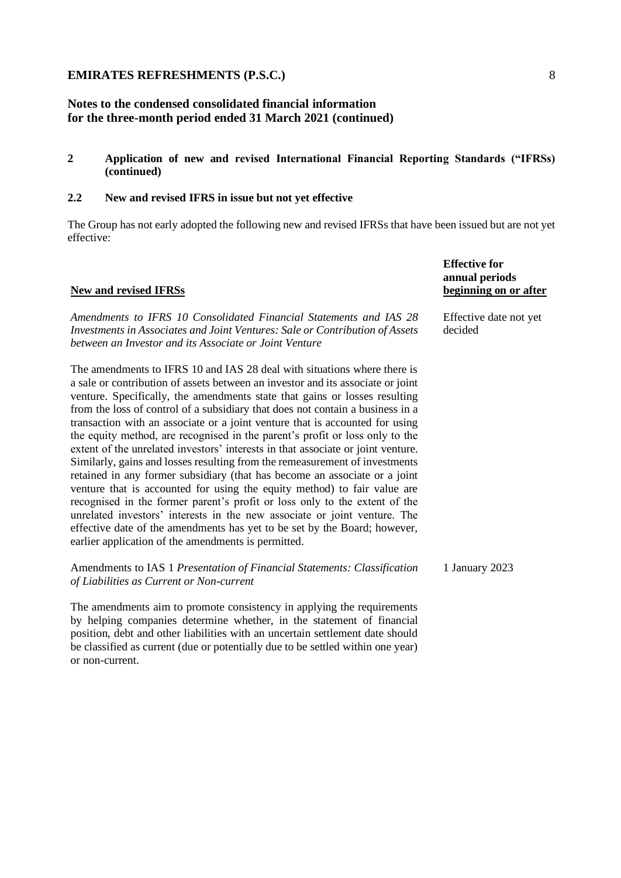## 2 Application of new and revised International Financial Reporting Standards ("IFRSs") (continued)

### 2.2 New and revised IFRS in issue but not yet effective

The Group has not early adopted the following new and revised IFRSs that have been issued but are not yet effective:

| New and revised IFRSs | Effective for annual periods beginning on or after |
|---|---|
| *Amendments to IFRS 10 Consolidated Financial Statements and IAS 28 Investments in Associates and Joint Ventures: Sale or Contribution of Assets between an Investor and its Associate or Joint Venture*<br><br>The amendments to IFRS 10 and IAS 28 deal with situations where there is a sale or contribution of assets between an investor and its associate or joint venture. Specifically, the amendments state that gains or losses resulting from the loss of control of a subsidiary that does not contain a business in a transaction with an associate or a joint venture that is accounted for using the equity method, are recognised in the parent's profit or loss only to the extent of the unrelated investors' interests in that associate or joint venture. Similarly, gains and losses resulting from the remeasurement of investments retained in any former subsidiary (that has become an associate or a joint venture that is accounted for using the equity method) to fair value are recognised in the former parent's profit or loss only to the extent of the unrelated investors' interests in the new associate or joint venture. The effective date of the amendments has yet to be set by the Board; however, earlier application of the amendments is permitted. | Effective date not yet decided |
| Amendments to IAS 1 *Presentation of Financial Statements: Classification of Liabilities as Current or Non-current*<br><br>The amendments aim to promote consistency in applying the requirements by helping companies determine whether, in the statement of financial position, debt and other liabilities with an uncertain settlement date should be classified as current (due or potentially due to be settled within one year) or non-current. | 1 January 2023 |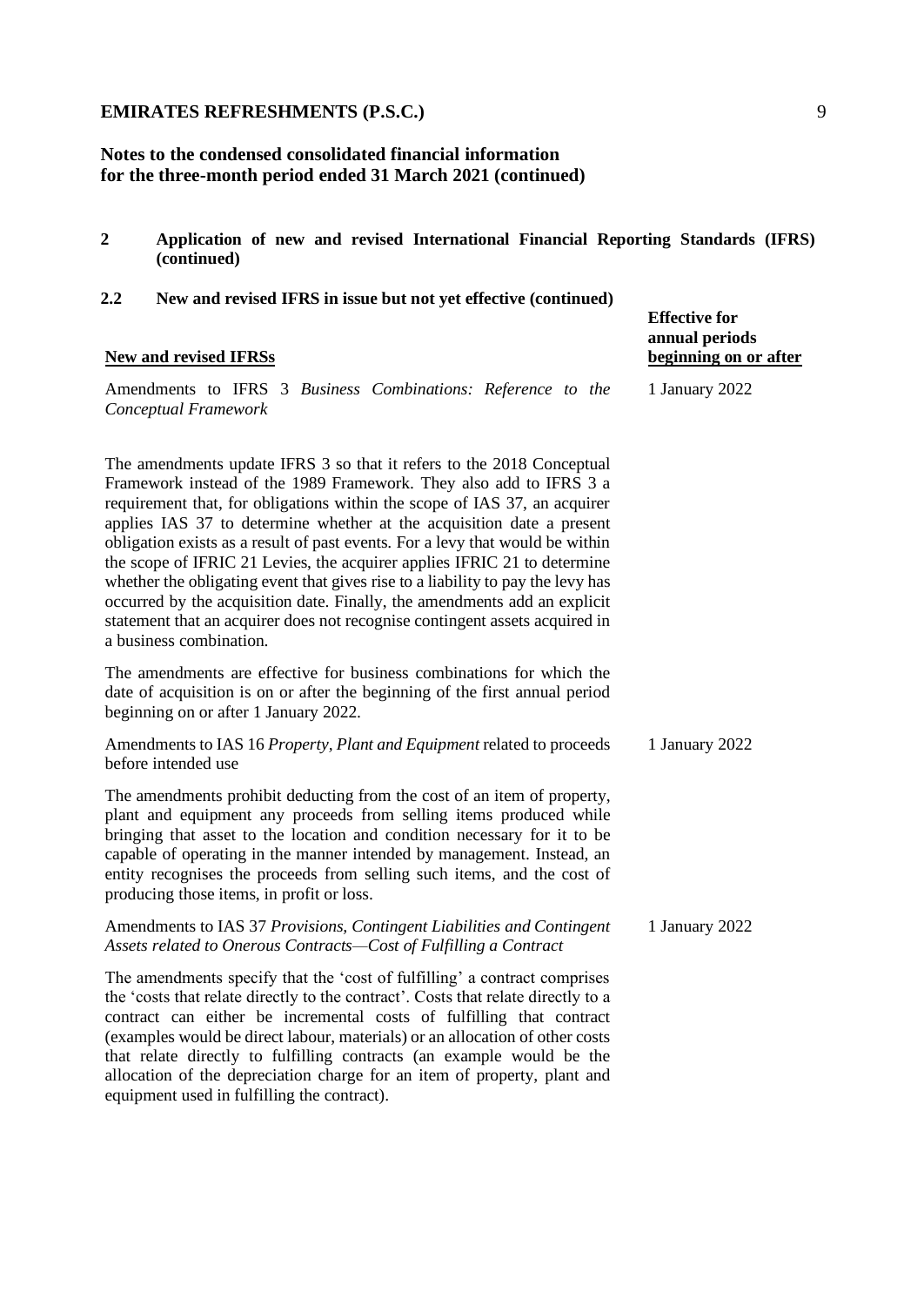**Notes to the condensed consolidated financial information for the three-month period ended 31 March 2021 (continued)**

## 2 Application of new and revised International Financial Reporting Standards (IFRS) (continued)

### 2.2 New and revised IFRS in issue but not yet effective (continued)

| New and revised IFRSs | Effective for annual periods beginning on or after |
|---|---|
| Amendments to IFRS 3 *Business Combinations: Reference to the Conceptual Framework* | 1 January 2022 |
| The amendments update IFRS 3 so that it refers to the 2018 Conceptual Framework instead of the 1989 Framework. They also add to IFRS 3 a requirement that, for obligations within the scope of IAS 37, an acquirer applies IAS 37 to determine whether at the acquisition date a present obligation exists as a result of past events. For a levy that would be within the scope of IFRIC 21 Levies, the acquirer applies IFRIC 21 to determine whether the obligating event that gives rise to a liability to pay the levy has occurred by the acquisition date. Finally, the amendments add an explicit statement that an acquirer does not recognise contingent assets acquired in a business combination. | |
| The amendments are effective for business combinations for which the date of acquisition is on or after the beginning of the first annual period beginning on or after 1 January 2022. | |
| Amendments to IAS 16 *Property, Plant and Equipment* related to proceeds before intended use | 1 January 2022 |
| The amendments prohibit deducting from the cost of an item of property, plant and equipment any proceeds from selling items produced while bringing that asset to the location and condition necessary for it to be capable of operating in the manner intended by management. Instead, an entity recognises the proceeds from selling such items, and the cost of producing those items, in profit or loss. | |
| Amendments to IAS 37 *Provisions, Contingent Liabilities and Contingent Assets related to Onerous Contracts—Cost of Fulfilling a Contract* | 1 January 2022 |
| The amendments specify that the 'cost of fulfilling' a contract comprises the 'costs that relate directly to the contract'. Costs that relate directly to a contract can either be incremental costs of fulfilling that contract (examples would be direct labour, materials) or an allocation of other costs that relate directly to fulfilling contracts (an example would be the allocation of the depreciation charge for an item of property, plant and equipment used in fulfilling the contract). | |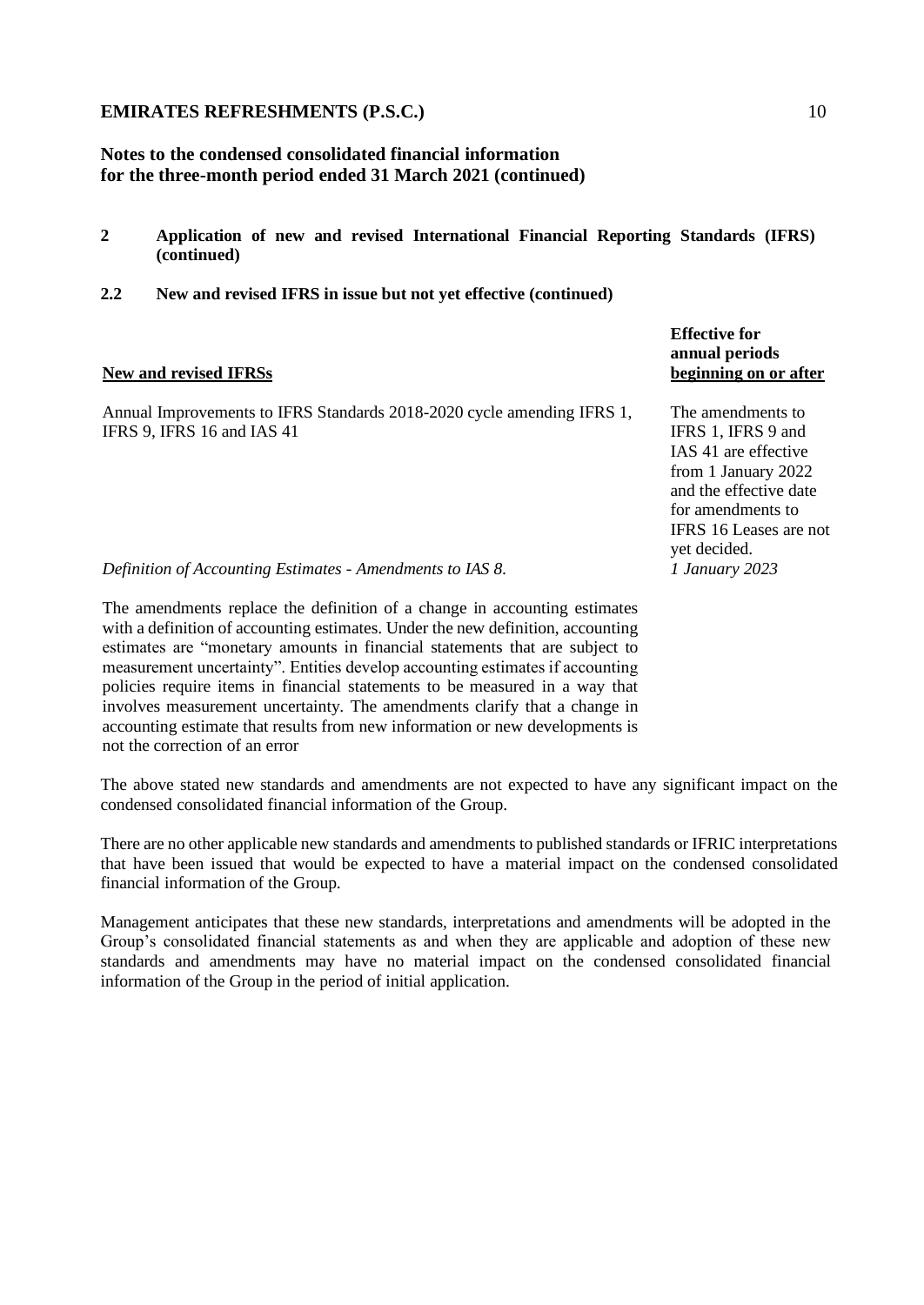**Notes to the condensed consolidated financial information for the three-month period ended 31 March 2021 (continued)**

## 2 Application of new and revised International Financial Reporting Standards (IFRS) (continued)

### 2.2 New and revised IFRS in issue but not yet effective (continued)

| New and revised IFRSs | Effective for annual periods beginning on or after |
|---|---|
| Annual Improvements to IFRS Standards 2018-2020 cycle amending IFRS 1, IFRS 9, IFRS 16 and IAS 41 | The amendments to IFRS 1, IFRS 9 and IAS 41 are effective from 1 January 2022 and the effective date for amendments to IFRS 16 Leases are not yet decided. |
| *Definition of Accounting Estimates - Amendments to IAS 8.* | *1 January 2023* |

The amendments replace the definition of a change in accounting estimates with a definition of accounting estimates. Under the new definition, accounting estimates are "monetary amounts in financial statements that are subject to measurement uncertainty". Entities develop accounting estimates if accounting policies require items in financial statements to be measured in a way that involves measurement uncertainty. The amendments clarify that a change in accounting estimate that results from new information or new developments is not the correction of an error

The above stated new standards and amendments are not expected to have any significant impact on the condensed consolidated financial information of the Group.

There are no other applicable new standards and amendments to published standards or IFRIC interpretations that have been issued that would be expected to have a material impact on the condensed consolidated financial information of the Group.

Management anticipates that these new standards, interpretations and amendments will be adopted in the Group's consolidated financial statements as and when they are applicable and adoption of these new standards and amendments may have no material impact on the condensed consolidated financial information of the Group in the period of initial application.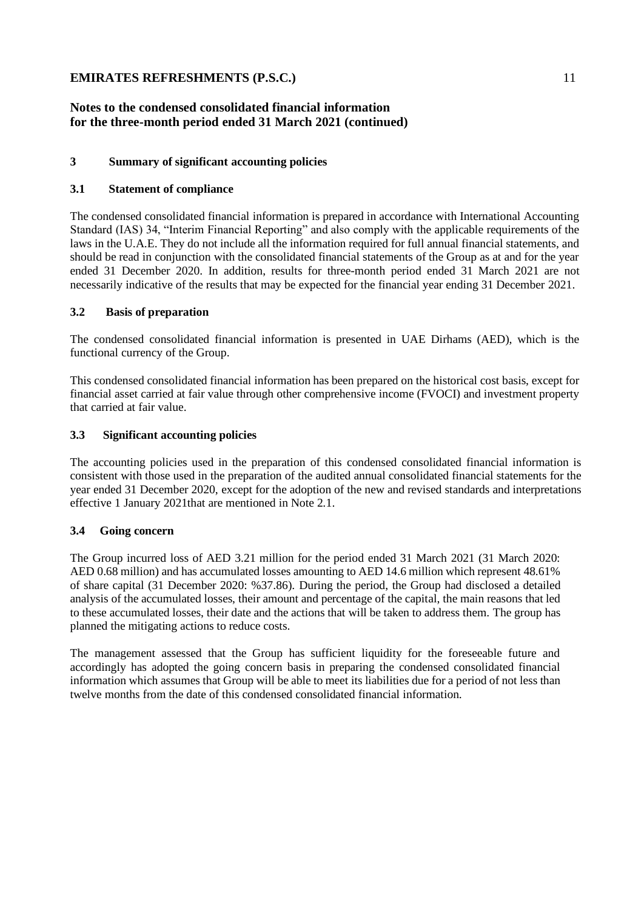## Notes to the condensed consolidated financial information for the three-month period ended 31 March 2021 (continued)

### 3 Summary of significant accounting policies

#### 3.1 Statement of compliance

The condensed consolidated financial information is prepared in accordance with International Accounting Standard (IAS) 34, "Interim Financial Reporting" and also comply with the applicable requirements of the laws in the U.A.E. They do not include all the information required for full annual financial statements, and should be read in conjunction with the consolidated financial statements of the Group as at and for the year ended 31 December 2020. In addition, results for three-month period ended 31 March 2021 are not necessarily indicative of the results that may be expected for the financial year ending 31 December 2021.

#### 3.2 Basis of preparation

The condensed consolidated financial information is presented in UAE Dirhams (AED), which is the functional currency of the Group.

This condensed consolidated financial information has been prepared on the historical cost basis, except for financial asset carried at fair value through other comprehensive income (FVOCI) and investment property that carried at fair value.

#### 3.3 Significant accounting policies

The accounting policies used in the preparation of this condensed consolidated financial information is consistent with those used in the preparation of the audited annual consolidated financial statements for the year ended 31 December 2020, except for the adoption of the new and revised standards and interpretations effective 1 January 2021that are mentioned in Note 2.1.

#### 3.4 Going concern

The Group incurred loss of AED 3.21 million for the period ended 31 March 2021 (31 March 2020: AED 0.68 million) and has accumulated losses amounting to AED 14.6 million which represent 48.61% of share capital (31 December 2020: %37.86). During the period, the Group had disclosed a detailed analysis of the accumulated losses, their amount and percentage of the capital, the main reasons that led to these accumulated losses, their date and the actions that will be taken to address them. The group has planned the mitigating actions to reduce costs.

The management assessed that the Group has sufficient liquidity for the foreseeable future and accordingly has adopted the going concern basis in preparing the condensed consolidated financial information which assumes that Group will be able to meet its liabilities due for a period of not less than twelve months from the date of this condensed consolidated financial information.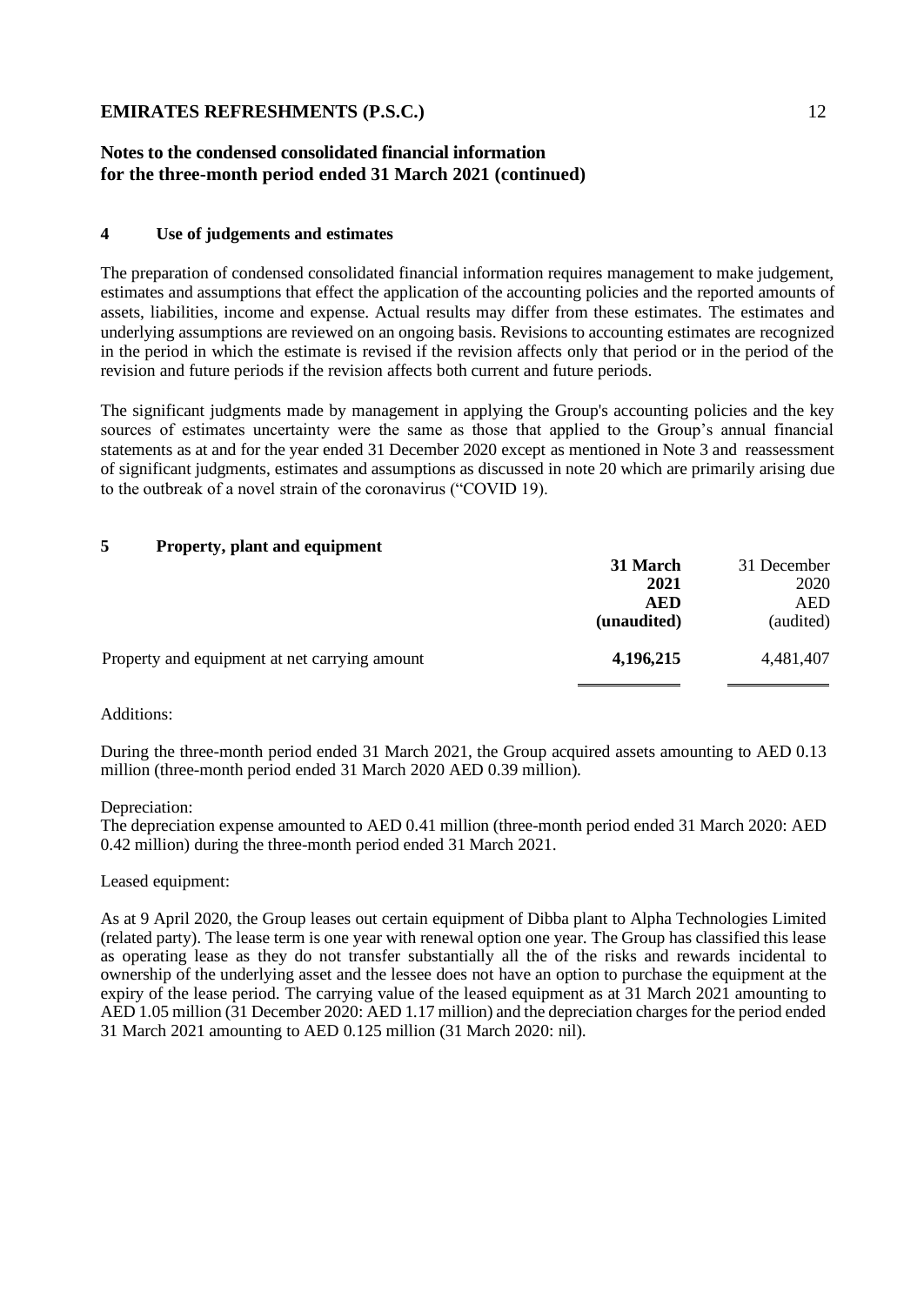## Notes to the condensed consolidated financial information for the three-month period ended 31 March 2021 (continued)

### 4 Use of judgements and estimates

The preparation of condensed consolidated financial information requires management to make judgement, estimates and assumptions that effect the application of the accounting policies and the reported amounts of assets, liabilities, income and expense. Actual results may differ from these estimates. The estimates and underlying assumptions are reviewed on an ongoing basis. Revisions to accounting estimates are recognized in the period in which the estimate is revised if the revision affects only that period or in the period of the revision and future periods if the revision affects both current and future periods.

The significant judgments made by management in applying the Group's accounting policies and the key sources of estimates uncertainty were the same as those that applied to the Group's annual financial statements as at and for the year ended 31 December 2020 except as mentioned in Note 3 and reassessment of significant judgments, estimates and assumptions as discussed in note 20 which are primarily arising due to the outbreak of a novel strain of the coronavirus ("COVID 19).

### 5 Property, plant and equipment

| | **31 March 2021 AED (unaudited)** | 31 December 2020 AED (audited) |
|---|---|---|
| Property and equipment at net carrying amount | **4,196,215** | 4,481,407 |

Additions:

During the three-month period ended 31 March 2021, the Group acquired assets amounting to AED 0.13 million (three-month period ended 31 March 2020 AED 0.39 million).

Depreciation:
The depreciation expense amounted to AED 0.41 million (three-month period ended 31 March 2020: AED 0.42 million) during the three-month period ended 31 March 2021.

Leased equipment:

As at 9 April 2020, the Group leases out certain equipment of Dibba plant to Alpha Technologies Limited (related party). The lease term is one year with renewal option one year. The Group has classified this lease as operating lease as they do not transfer substantially all the of the risks and rewards incidental to ownership of the underlying asset and the lessee does not have an option to purchase the equipment at the expiry of the lease period. The carrying value of the leased equipment as at 31 March 2021 amounting to AED 1.05 million (31 December 2020: AED 1.17 million) and the depreciation charges for the period ended 31 March 2021 amounting to AED 0.125 million (31 March 2020: nil).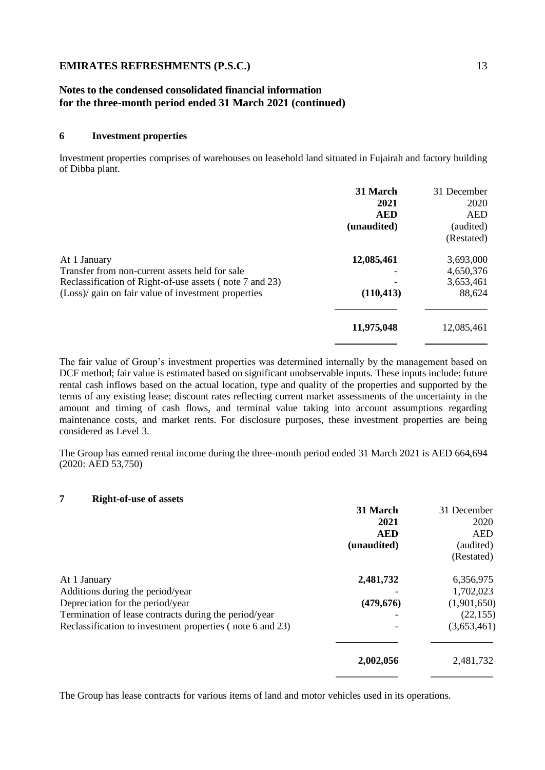## Notes to the condensed consolidated financial information for the three-month period ended 31 March 2021 (continued)

### 6 Investment properties

Investment properties comprises of warehouses on leasehold land situated in Fujairah and factory building of Dibba plant.

| | **31 March 2021 AED (unaudited)** | 31 December 2020 AED (audited) (Restated) |
|---|---|---|
| At 1 January | **12,085,461** | 3,693,000 |
| Transfer from non-current assets held for sale | - | 4,650,376 |
| Reclassification of Right-of-use assets ( note 7 and 23) | - | 3,653,461 |
| (Loss)/ gain on fair value of investment properties | **(110,413)** | 88,624 |
| | **11,975,048** | 12,085,461 |

The fair value of Group's investment properties was determined internally by the management based on DCF method; fair value is estimated based on significant unobservable inputs. These inputs include: future rental cash inflows based on the actual location, type and quality of the properties and supported by the terms of any existing lease; discount rates reflecting current market assessments of the uncertainty in the amount and timing of cash flows, and terminal value taking into account assumptions regarding maintenance costs, and market rents. For disclosure purposes, these investment properties are being considered as Level 3.

The Group has earned rental income during the three-month period ended 31 March 2021 is AED 664,694 (2020: AED 53,750)

### 7 Right-of-use of assets

| | **31 March 2021 AED (unaudited)** | 31 December 2020 AED (audited) (Restated) |
|---|---|---|
| At 1 January | **2,481,732** | 6,356,975 |
| Additions during the period/year | - | 1,702,023 |
| Depreciation for the period/year | **(479,676)** | (1,901,650) |
| Termination of lease contracts during the period/year | - | (22,155) |
| Reclassification to investment properties ( note 6 and 23) | - | (3,653,461) |
| | **2,002,056** | 2,481,732 |

The Group has lease contracts for various items of land and motor vehicles used in its operations.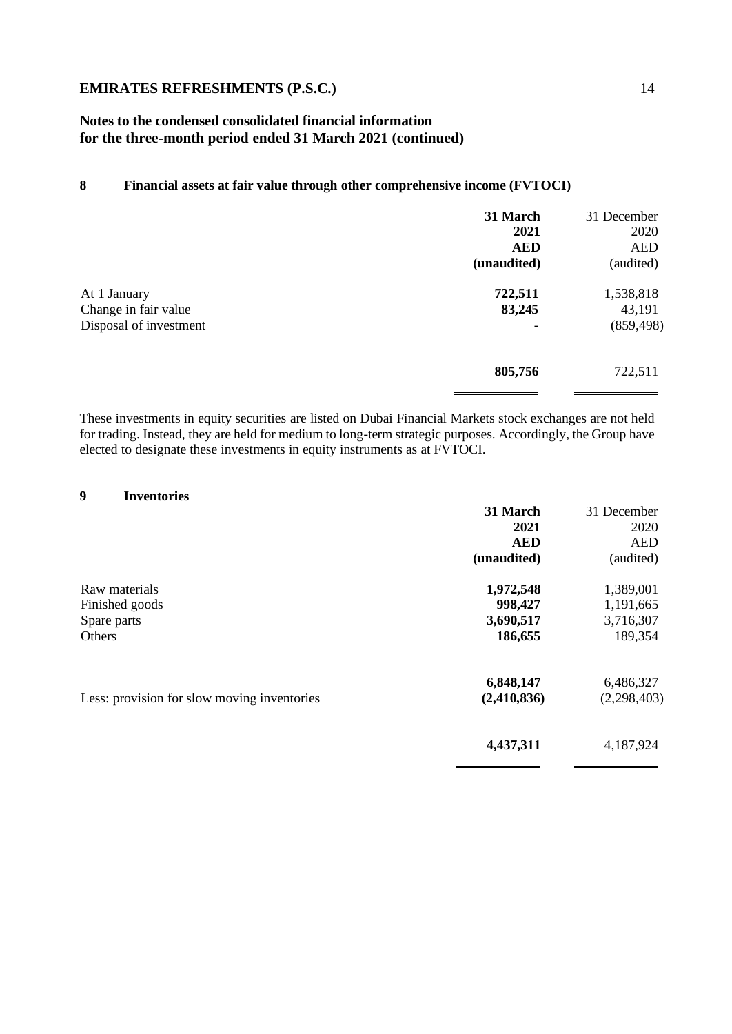**EMIRATES REFRESHMENTS (P.S.C.)**

**Notes to the condensed consolidated financial information for the three-month period ended 31 March 2021 (continued)**

## 8 Financial assets at fair value through other comprehensive income (FVTOCI)

| | **31 March 2021 AED (unaudited)** | 31 December 2020 AED (audited) |
|---|---|---|
| At 1 January | **722,511** | 1,538,818 |
| Change in fair value | **83,245** | 43,191 |
| Disposal of investment | - | (859,498) |
| | **805,756** | 722,511 |

These investments in equity securities are listed on Dubai Financial Markets stock exchanges are not held for trading. Instead, they are held for medium to long-term strategic purposes. Accordingly, the Group have elected to designate these investments in equity instruments as at FVTOCI.

## 9 Inventories

| | **31 March 2021 AED (unaudited)** | 31 December 2020 AED (audited) |
|---|---|---|
| Raw materials | **1,972,548** | 1,389,001 |
| Finished goods | **998,427** | 1,191,665 |
| Spare parts | **3,690,517** | 3,716,307 |
| Others | **186,655** | 189,354 |
| | **6,848,147** | 6,486,327 |
| Less: provision for slow moving inventories | **(2,410,836)** | (2,298,403) |
| | **4,437,311** | 4,187,924 |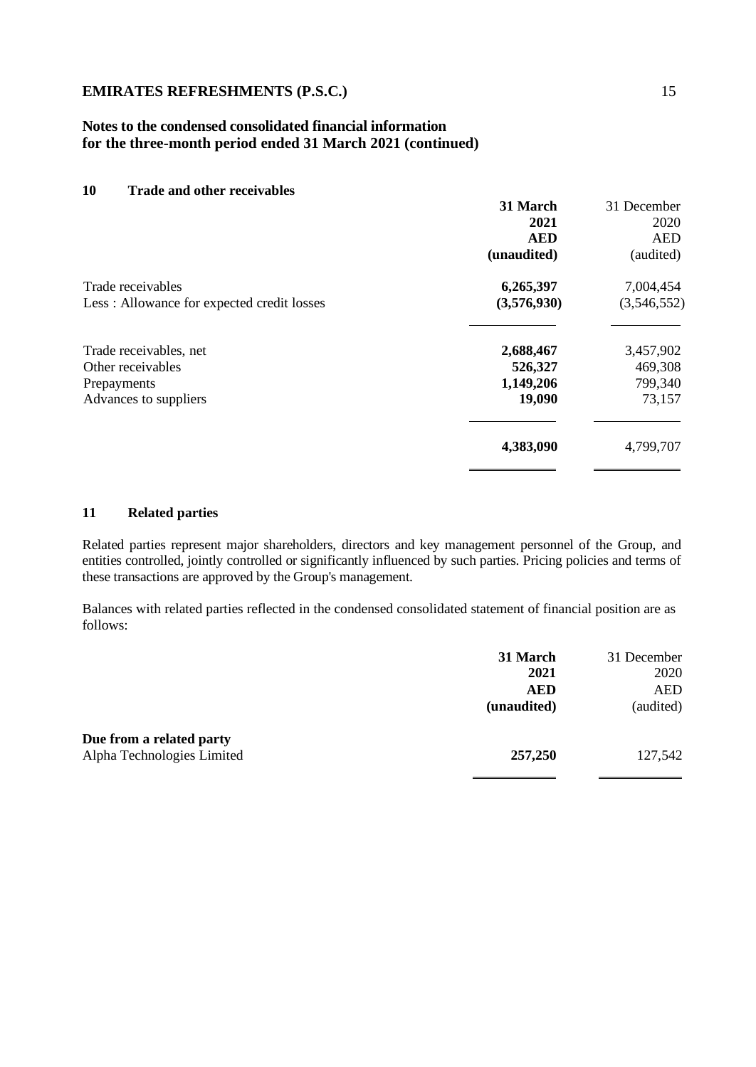**EMIRATES REFRESHMENTS (P.S.C.)**

**Notes to the condensed consolidated financial information for the three-month period ended 31 March 2021 (continued)**

## 10 Trade and other receivables

| | 31 March 2021 AED (unaudited) | 31 December 2020 AED (audited) |
|---|---|---|
| Trade receivables | **6,265,397** | 7,004,454 |
| Less : Allowance for expected credit losses | **(3,576,930)** | (3,546,552) |
| Trade receivables, net | **2,688,467** | 3,457,902 |
| Other receivables | **526,327** | 469,308 |
| Prepayments | **1,149,206** | 799,340 |
| Advances to suppliers | **19,090** | 73,157 |
| | **4,383,090** | 4,799,707 |

## 11 Related parties

Related parties represent major shareholders, directors and key management personnel of the Group, and entities controlled, jointly controlled or significantly influenced by such parties. Pricing policies and terms of these transactions are approved by the Group's management.

Balances with related parties reflected in the condensed consolidated statement of financial position are as follows:

| | 31 March 2021 AED (unaudited) | 31 December 2020 AED (audited) |
|---|---|---|
| **Due from a related party** | | |
| Alpha Technologies Limited | **257,250** | 127,542 |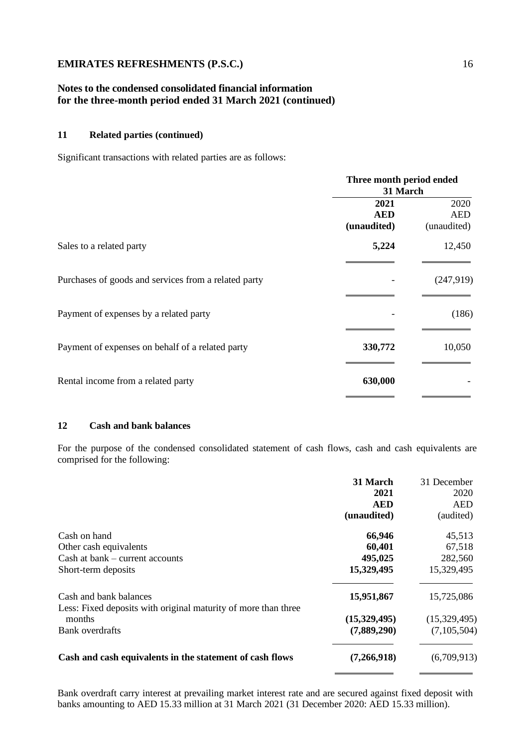## Notes to the condensed consolidated financial information for the three-month period ended 31 March 2021 (continued)

### 11 Related parties (continued)

Significant transactions with related parties are as follows:

| | Three month period ended 31 March | |
|---|---|---|
| | **2021** | 2020 |
| | **AED** | AED |
| | **(unaudited)** | (unaudited) |
| Sales to a related party | **5,224** | 12,450 |
| Purchases of goods and services from a related party | **-** | (247,919) |
| Payment of expenses by a related party | **-** | (186) |
| Payment of expenses on behalf of a related party | **330,772** | 10,050 |
| Rental income from a related party | **630,000** | - |

### 12 Cash and bank balances

For the purpose of the condensed consolidated statement of cash flows, cash and cash equivalents are comprised for the following:

| | **31 March 2021** | 31 December 2020 |
|---|---|---|
| | **AED** | AED |
| | **(unaudited)** | (audited) |
| Cash on hand | **66,946** | 45,513 |
| Other cash equivalents | **60,401** | 67,518 |
| Cash at bank – current accounts | **495,025** | 282,560 |
| Short-term deposits | **15,329,495** | 15,329,495 |
| Cash and bank balances | **15,951,867** | 15,725,086 |
| Less: Fixed deposits with original maturity of more than three months | **(15,329,495)** | (15,329,495) |
| Bank overdrafts | **(7,889,290)** | (7,105,504) |
| **Cash and cash equivalents in the statement of cash flows** | **(7,266,918)** | (6,709,913) |

Bank overdraft carry interest at prevailing market interest rate and are secured against fixed deposit with banks amounting to AED 15.33 million at 31 March 2021 (31 December 2020: AED 15.33 million).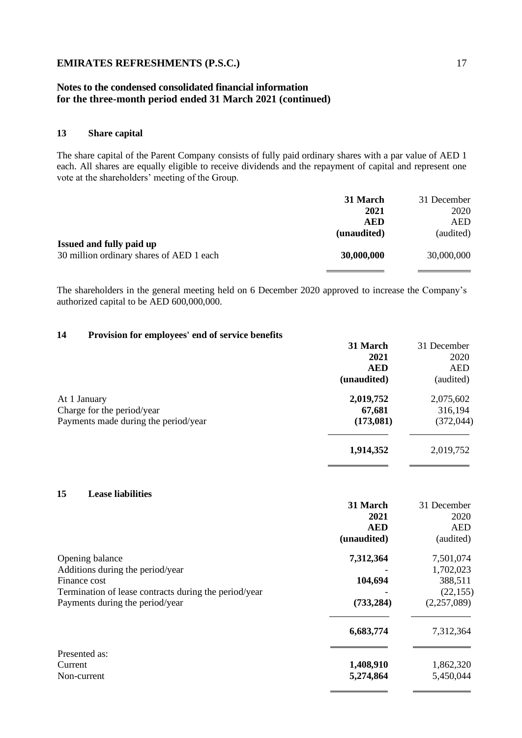## 13 Share capital

The share capital of the Parent Company consists of fully paid ordinary shares with a par value of AED 1 each. All shares are equally eligible to receive dividends and the repayment of capital and represent one vote at the shareholders' meeting of the Group.

| | **31 March 2021 AED (unaudited)** | 31 December 2020 AED (audited) |
|---|---|---|
| **Issued and fully paid up** | | |
| 30 million ordinary shares of AED 1 each | **30,000,000** | 30,000,000 |

The shareholders in the general meeting held on 6 December 2020 approved to increase the Company's authorized capital to be AED 600,000,000.

## 14 Provision for employees' end of service benefits

| | **31 March 2021 AED (unaudited)** | 31 December 2020 AED (audited) |
|---|---|---|
| At 1 January | **2,019,752** | 2,075,602 |
| Charge for the period/year | **67,681** | 316,194 |
| Payments made during the period/year | **(173,081)** | (372,044) |
| | **1,914,352** | 2,019,752 |

## 15 Lease liabilities

| | **31 March 2021 AED (unaudited)** | 31 December 2020 AED (audited) |
|---|---|---|
| Opening balance | **7,312,364** | 7,501,074 |
| Additions during the period/year | **-** | 1,702,023 |
| Finance cost | **104,694** | 388,511 |
| Termination of lease contracts during the period/year | **-** | (22,155) |
| Payments during the period/year | **(733,284)** | (2,257,089) |
| | **6,683,774** | 7,312,364 |
| Presented as: | | |
| Current | **1,408,910** | 1,862,320 |
| Non-current | **5,274,864** | 5,450,044 |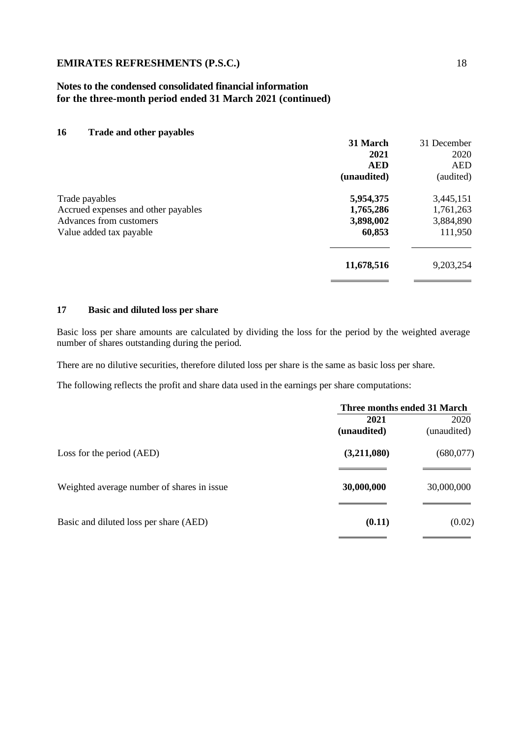## Notes to the condensed consolidated financial information for the three-month period ended 31 March 2021 (continued)

### 16 Trade and other payables

| | **31 March 2021 AED (unaudited)** | 31 December 2020 AED (audited) |
|---|---|---|
| Trade payables | **5,954,375** | 3,445,151 |
| Accrued expenses and other payables | **1,765,286** | 1,761,263 |
| Advances from customers | **3,898,002** | 3,884,890 |
| Value added tax payable | **60,853** | 111,950 |
| | **11,678,516** | 9,203,254 |

### 17 Basic and diluted loss per share

Basic loss per share amounts are calculated by dividing the loss for the period by the weighted average number of shares outstanding during the period.

There are no dilutive securities, therefore diluted loss per share is the same as basic loss per share.

The following reflects the profit and share data used in the earnings per share computations:

| | **Three months ended 31 March** | |
|---|---|---|
| | **2021 (unaudited)** | 2020 (unaudited) |
| Loss for the period (AED) | **(3,211,080)** | (680,077) |
| Weighted average number of shares in issue | **30,000,000** | 30,000,000 |
| Basic and diluted loss per share (AED) | **(0.11)** | (0.02) |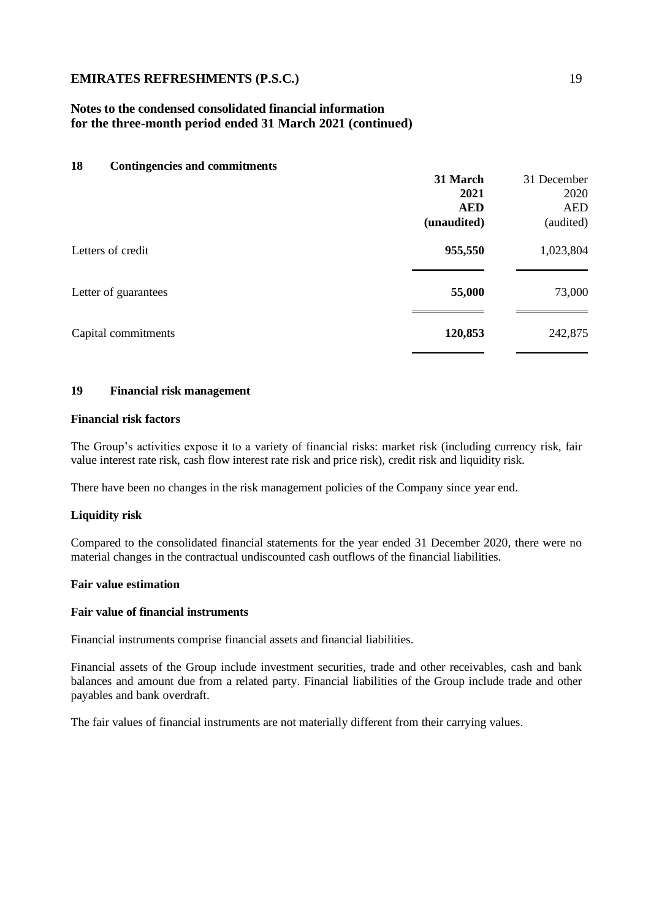## 18 Contingencies and commitments

| | **31 March 2021 AED (unaudited)** | 31 December 2020 AED (audited) |
|---|---|---|
| Letters of credit | **955,550** | 1,023,804 |
| Letter of guarantees | **55,000** | 73,000 |
| Capital commitments | **120,853** | 242,875 |

## 19 Financial risk management

### Financial risk factors

The Group's activities expose it to a variety of financial risks: market risk (including currency risk, fair value interest rate risk, cash flow interest rate risk and price risk), credit risk and liquidity risk.

There have been no changes in the risk management policies of the Company since year end.

### Liquidity risk

Compared to the consolidated financial statements for the year ended 31 December 2020, there were no material changes in the contractual undiscounted cash outflows of the financial liabilities.

### Fair value estimation

### Fair value of financial instruments

Financial instruments comprise financial assets and financial liabilities.

Financial assets of the Group include investment securities, trade and other receivables, cash and bank balances and amount due from a related party. Financial liabilities of the Group include trade and other payables and bank overdraft.

The fair values of financial instruments are not materially different from their carrying values.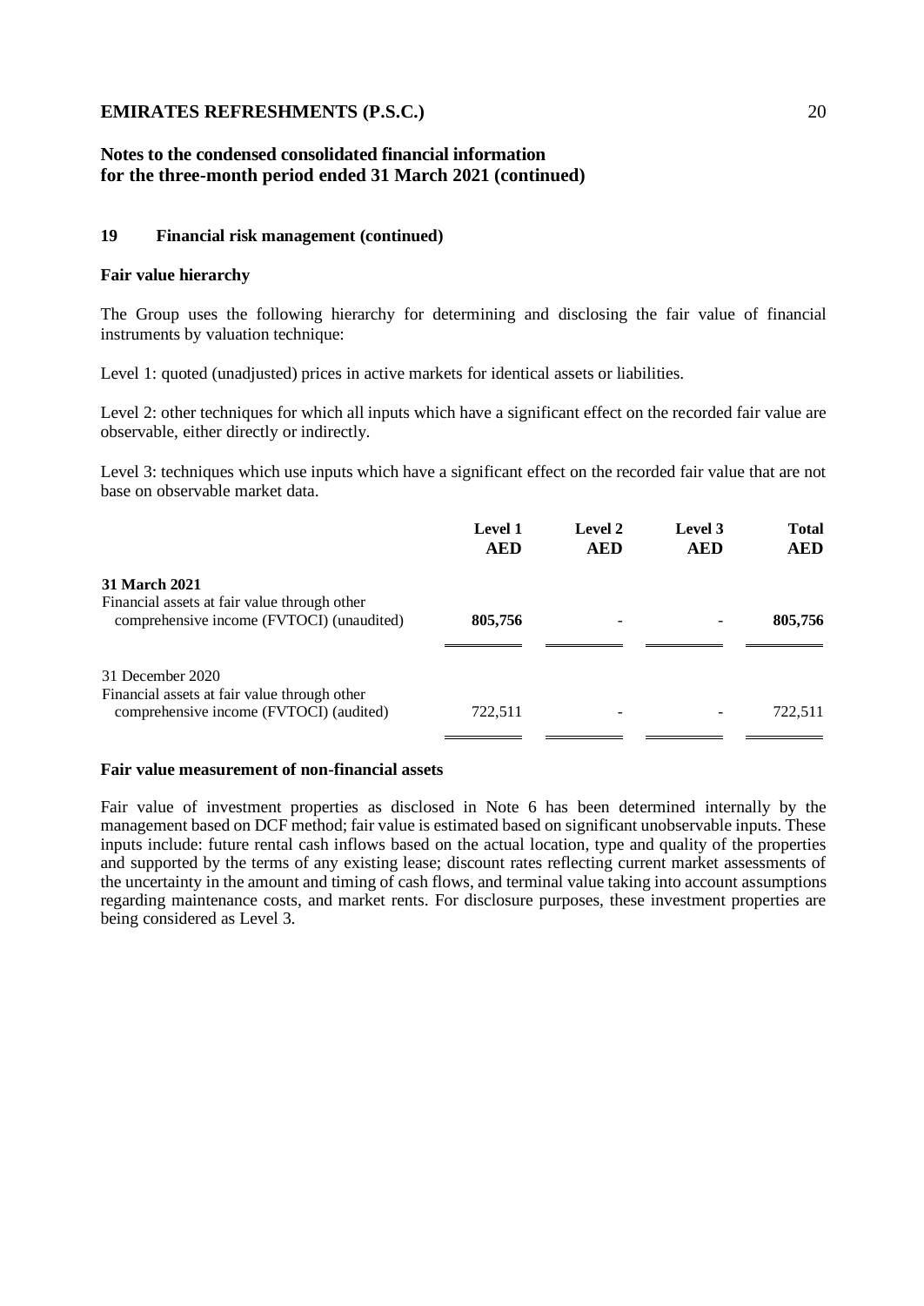## 19 Financial risk management (continued)

### Fair value hierarchy

The Group uses the following hierarchy for determining and disclosing the fair value of financial instruments by valuation technique:

Level 1: quoted (unadjusted) prices in active markets for identical assets or liabilities.

Level 2: other techniques for which all inputs which have a significant effect on the recorded fair value are observable, either directly or indirectly.

Level 3: techniques which use inputs which have a significant effect on the recorded fair value that are not base on observable market data.

| | Level 1 AED | Level 2 AED | Level 3 AED | Total AED |
|---|---|---|---|---|
| **31 March 2021** | | | | |
| Financial assets at fair value through other comprehensive income (FVTOCI) (unaudited) | **805,756** | - | - | **805,756** |
| 31 December 2020 | | | | |
| Financial assets at fair value through other comprehensive income (FVTOCI) (audited) | 722,511 | - | - | 722,511 |

### Fair value measurement of non-financial assets

Fair value of investment properties as disclosed in Note 6 has been determined internally by the management based on DCF method; fair value is estimated based on significant unobservable inputs. These inputs include: future rental cash inflows based on the actual location, type and quality of the properties and supported by the terms of any existing lease; discount rates reflecting current market assessments of the uncertainty in the amount and timing of cash flows, and terminal value taking into account assumptions regarding maintenance costs, and market rents. For disclosure purposes, these investment properties are being considered as Level 3.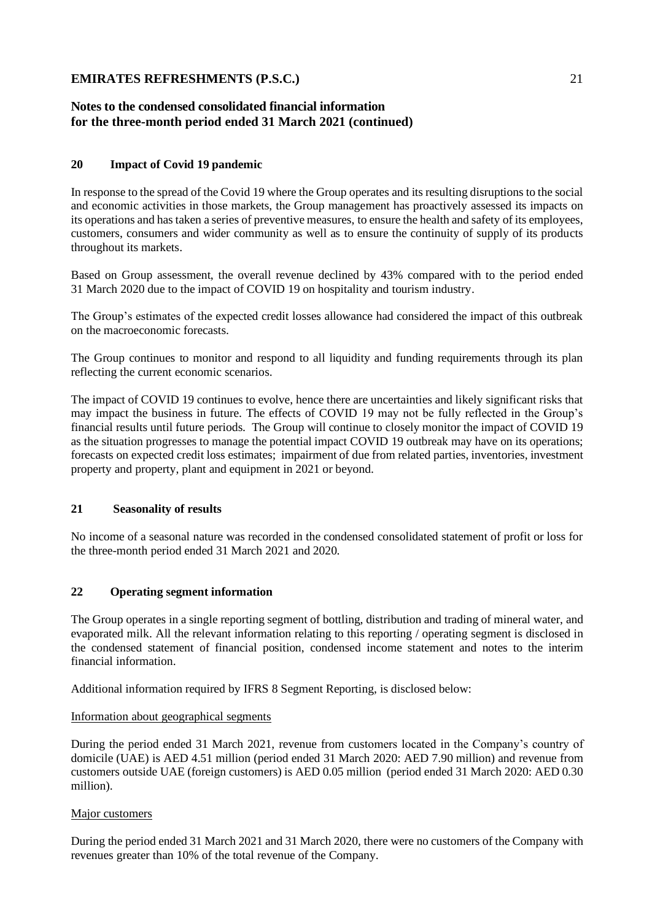## 20 Impact of Covid 19 pandemic

In response to the spread of the Covid 19 where the Group operates and its resulting disruptions to the social and economic activities in those markets, the Group management has proactively assessed its impacts on its operations and has taken a series of preventive measures, to ensure the health and safety of its employees, customers, consumers and wider community as well as to ensure the continuity of supply of its products throughout its markets.

Based on Group assessment, the overall revenue declined by 43% compared with to the period ended 31 March 2020 due to the impact of COVID 19 on hospitality and tourism industry.

The Group's estimates of the expected credit losses allowance had considered the impact of this outbreak on the macroeconomic forecasts.

The Group continues to monitor and respond to all liquidity and funding requirements through its plan reflecting the current economic scenarios.

The impact of COVID 19 continues to evolve, hence there are uncertainties and likely significant risks that may impact the business in future. The effects of COVID 19 may not be fully reflected in the Group's financial results until future periods. The Group will continue to closely monitor the impact of COVID 19 as the situation progresses to manage the potential impact COVID 19 outbreak may have on its operations; forecasts on expected credit loss estimates; impairment of due from related parties, inventories, investment property and property, plant and equipment in 2021 or beyond.

## 21 Seasonality of results

No income of a seasonal nature was recorded in the condensed consolidated statement of profit or loss for the three-month period ended 31 March 2021 and 2020.

## 22 Operating segment information

The Group operates in a single reporting segment of bottling, distribution and trading of mineral water, and evaporated milk. All the relevant information relating to this reporting / operating segment is disclosed in the condensed statement of financial position, condensed income statement and notes to the interim financial information.

Additional information required by IFRS 8 Segment Reporting, is disclosed below:

Information about geographical segments

During the period ended 31 March 2021, revenue from customers located in the Company's country of domicile (UAE) is AED 4.51 million (period ended 31 March 2020: AED 7.90 million) and revenue from customers outside UAE (foreign customers) is AED 0.05 million (period ended 31 March 2020: AED 0.30 million).

Major customers

During the period ended 31 March 2021 and 31 March 2020, there were no customers of the Company with revenues greater than 10% of the total revenue of the Company.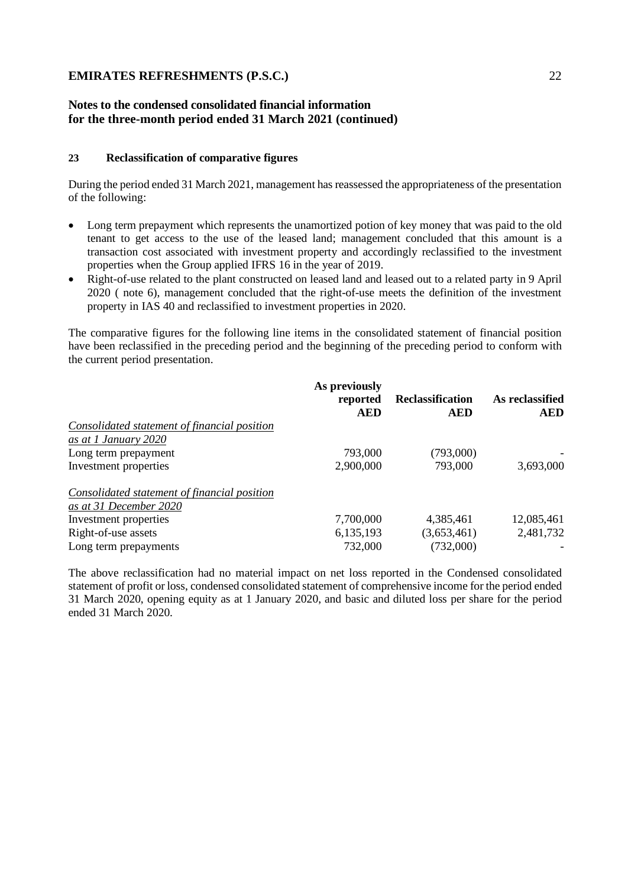**Notes to the condensed consolidated financial information for the three-month period ended 31 March 2021 (continued)**

### 23 Reclassification of comparative figures

During the period ended 31 March 2021, management has reassessed the appropriateness of the presentation of the following:

- Long term prepayment which represents the unamortized potion of key money that was paid to the old tenant to get access to the use of the leased land; management concluded that this amount is a transaction cost associated with investment property and accordingly reclassified to the investment properties when the Group applied IFRS 16 in the year of 2019.
- Right-of-use related to the plant constructed on leased land and leased out to a related party in 9 April 2020 ( note 6), management concluded that the right-of-use meets the definition of the investment property in IAS 40 and reclassified to investment properties in 2020.

The comparative figures for the following line items in the consolidated statement of financial position have been reclassified in the preceding period and the beginning of the preceding period to conform with the current period presentation.

| | As previously reported AED | Reclassification AED | As reclassified AED |
|---|---|---|---|
| *Consolidated statement of financial position as at 1 January 2020* | | | |
| Long term prepayment | 793,000 | (793,000) | - |
| Investment properties | 2,900,000 | 793,000 | 3,693,000 |
| *Consolidated statement of financial position as at 31 December 2020* | | | |
| Investment properties | 7,700,000 | 4,385,461 | 12,085,461 |
| Right-of-use assets | 6,135,193 | (3,653,461) | 2,481,732 |
| Long term prepayments | 732,000 | (732,000) | - |

The above reclassification had no material impact on net loss reported in the Condensed consolidated statement of profit or loss, condensed consolidated statement of comprehensive income for the period ended 31 March 2020, opening equity as at 1 January 2020, and basic and diluted loss per share for the period ended 31 March 2020.